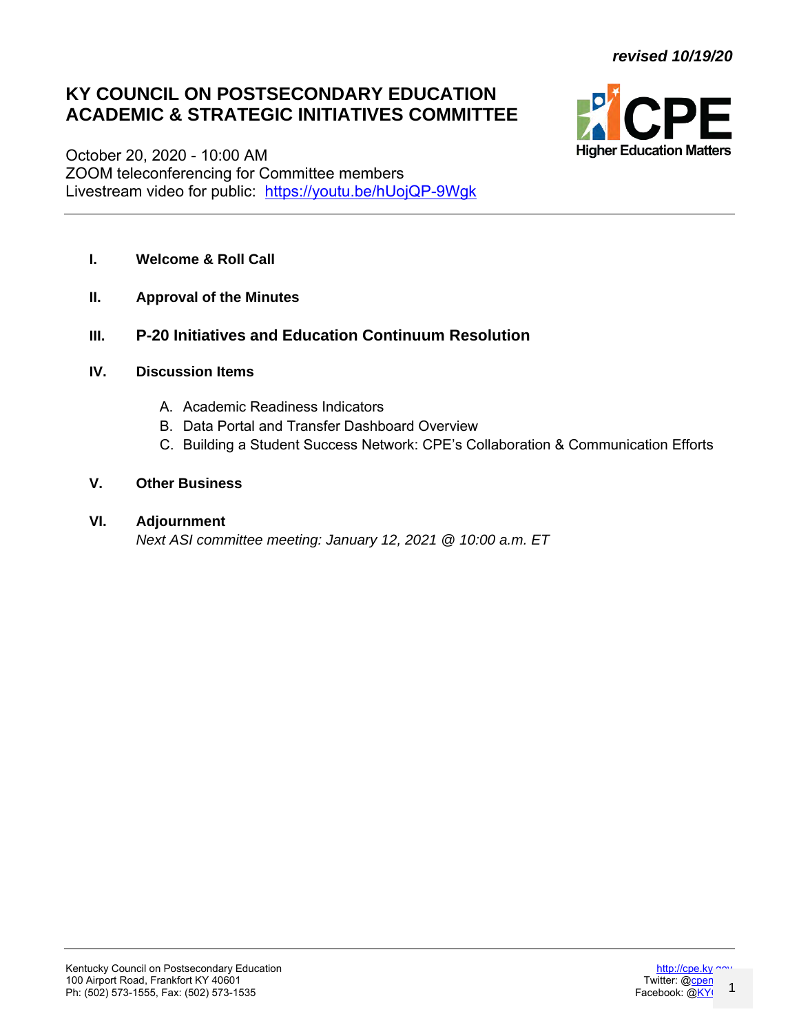*revised 10/19/20*

# KY COUNCIL ON POSTSECONDARY EDUCATION
# ACADEMIC & STRATEGIC INITIATIVES COMMITTEE

October 20, 2020 - 10:00 AM
ZOOM teleconferencing for Committee members
Livestream video for public: https://youtu.be/hUojQP-9Wgk

---

**I. Welcome & Roll Call**

**II. Approval of the Minutes**

**III. P-20 Initiatives and Education Continuum Resolution**

**IV. Discussion Items**

A. Academic Readiness Indicators
B. Data Portal and Transfer Dashboard Overview
C. Building a Student Success Network: CPE's Collaboration & Communication Efforts

**V. Other Business**

**VI. Adjournment**

*Next ASI committee meeting: January 12, 2021 @ 10:00 a.m. ET*

---

Kentucky Council on Postsecondary Education
100 Airport Road, Frankfort KY 40601
Ph: (502) 573-1555, Fax: (502) 573-1535

http://cpe.ky.gov
Twitter: @cpenews
Facebook: @KYCPE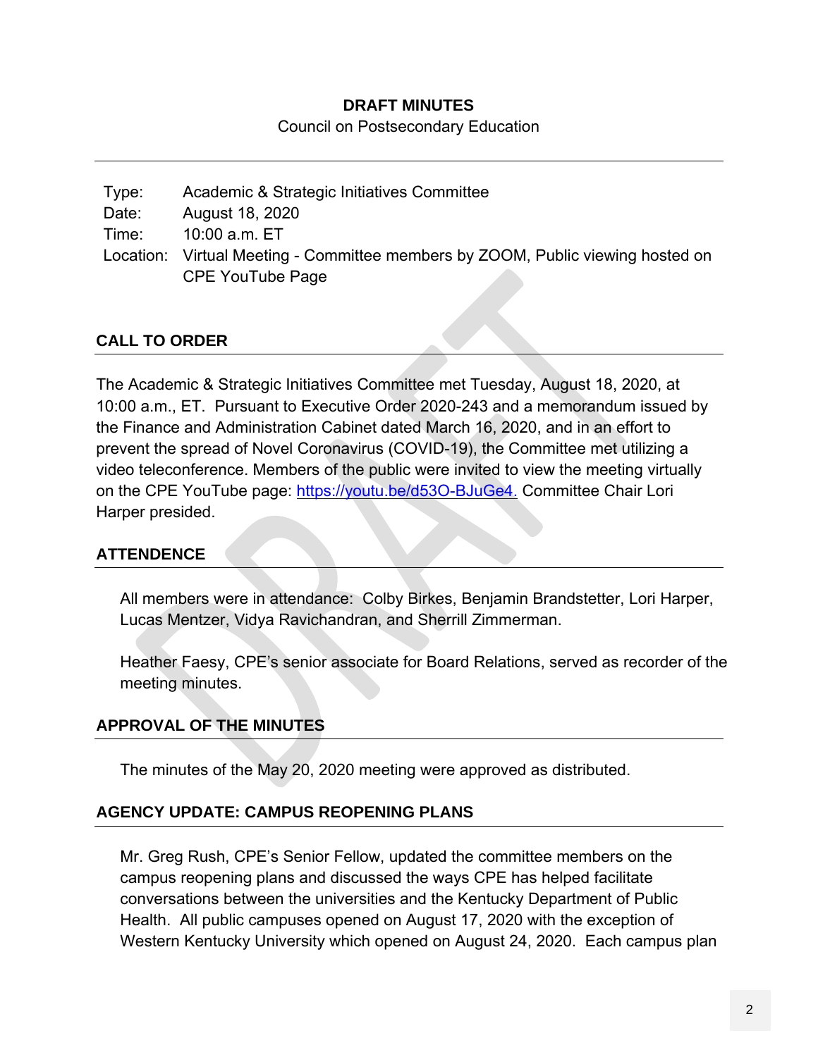**DRAFT MINUTES**

Council on Postsecondary Education

| | |
|---|---|
| Type: | Academic & Strategic Initiatives Committee |
| Date: | August 18, 2020 |
| Time: | 10:00 a.m. ET |
| Location: | Virtual Meeting - Committee members by ZOOM, Public viewing hosted on CPE YouTube Page |

## CALL TO ORDER

The Academic & Strategic Initiatives Committee met Tuesday, August 18, 2020, at 10:00 a.m., ET. Pursuant to Executive Order 2020-243 and a memorandum issued by the Finance and Administration Cabinet dated March 16, 2020, and in an effort to prevent the spread of Novel Coronavirus (COVID-19), the Committee met utilizing a video teleconference. Members of the public were invited to view the meeting virtually on the CPE YouTube page: [https://youtu.be/d53O-BJuGe4.](https://youtu.be/d53O-BJuGe4) Committee Chair Lori Harper presided.

## ATTENDENCE

All members were in attendance: Colby Birkes, Benjamin Brandstetter, Lori Harper, Lucas Mentzer, Vidya Ravichandran, and Sherrill Zimmerman.

Heather Faesy, CPE's senior associate for Board Relations, served as recorder of the meeting minutes.

## APPROVAL OF THE MINUTES

The minutes of the May 20, 2020 meeting were approved as distributed.

## AGENCY UPDATE: CAMPUS REOPENING PLANS

Mr. Greg Rush, CPE's Senior Fellow, updated the committee members on the campus reopening plans and discussed the ways CPE has helped facilitate conversations between the universities and the Kentucky Department of Public Health. All public campuses opened on August 17, 2020 with the exception of Western Kentucky University which opened on August 24, 2020. Each campus plan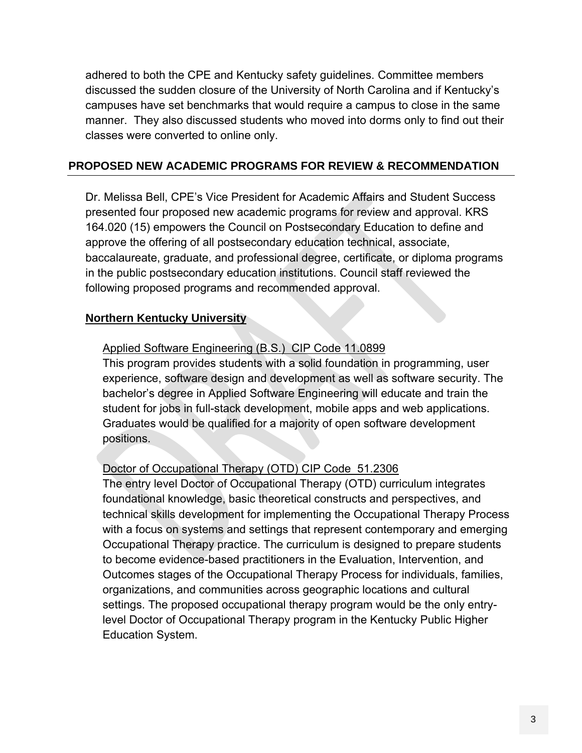adhered to both the CPE and Kentucky safety guidelines. Committee members discussed the sudden closure of the University of North Carolina and if Kentucky's campuses have set benchmarks that would require a campus to close in the same manner. They also discussed students who moved into dorms only to find out their classes were converted to online only.

## PROPOSED NEW ACADEMIC PROGRAMS FOR REVIEW & RECOMMENDATION

Dr. Melissa Bell, CPE's Vice President for Academic Affairs and Student Success presented four proposed new academic programs for review and approval. KRS 164.020 (15) empowers the Council on Postsecondary Education to define and approve the offering of all postsecondary education technical, associate, baccalaureate, graduate, and professional degree, certificate, or diploma programs in the public postsecondary education institutions. Council staff reviewed the following proposed programs and recommended approval.

### Northern Kentucky University

Applied Software Engineering (B.S.) CIP Code 11.0899

This program provides students with a solid foundation in programming, user experience, software design and development as well as software security. The bachelor's degree in Applied Software Engineering will educate and train the student for jobs in full-stack development, mobile apps and web applications. Graduates would be qualified for a majority of open software development positions.

Doctor of Occupational Therapy (OTD) CIP Code 51.2306

The entry level Doctor of Occupational Therapy (OTD) curriculum integrates foundational knowledge, basic theoretical constructs and perspectives, and technical skills development for implementing the Occupational Therapy Process with a focus on systems and settings that represent contemporary and emerging Occupational Therapy practice. The curriculum is designed to prepare students to become evidence-based practitioners in the Evaluation, Intervention, and Outcomes stages of the Occupational Therapy Process for individuals, families, organizations, and communities across geographic locations and cultural settings. The proposed occupational therapy program would be the only entry-level Doctor of Occupational Therapy program in the Kentucky Public Higher Education System.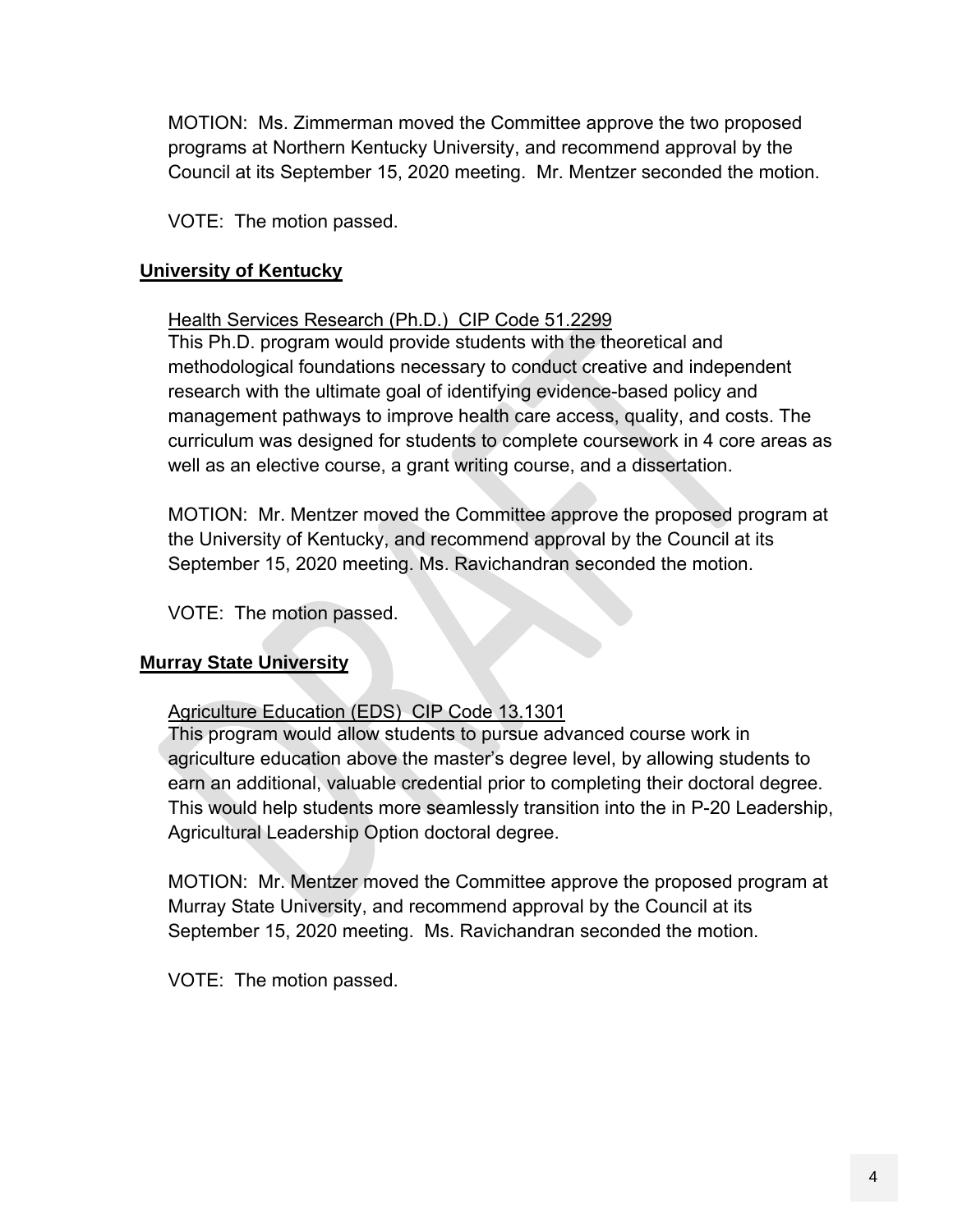MOTION: Ms. Zimmerman moved the Committee approve the two proposed programs at Northern Kentucky University, and recommend approval by the Council at its September 15, 2020 meeting. Mr. Mentzer seconded the motion.

VOTE: The motion passed.

## University of Kentucky

Health Services Research (Ph.D.) CIP Code 51.2299

This Ph.D. program would provide students with the theoretical and methodological foundations necessary to conduct creative and independent research with the ultimate goal of identifying evidence-based policy and management pathways to improve health care access, quality, and costs. The curriculum was designed for students to complete coursework in 4 core areas as well as an elective course, a grant writing course, and a dissertation.

MOTION: Mr. Mentzer moved the Committee approve the proposed program at the University of Kentucky, and recommend approval by the Council at its September 15, 2020 meeting. Ms. Ravichandran seconded the motion.

VOTE: The motion passed.

## Murray State University

Agriculture Education (EDS) CIP Code 13.1301

This program would allow students to pursue advanced course work in agriculture education above the master's degree level, by allowing students to earn an additional, valuable credential prior to completing their doctoral degree. This would help students more seamlessly transition into the in P-20 Leadership, Agricultural Leadership Option doctoral degree.

MOTION: Mr. Mentzer moved the Committee approve the proposed program at Murray State University, and recommend approval by the Council at its September 15, 2020 meeting. Ms. Ravichandran seconded the motion.

VOTE: The motion passed.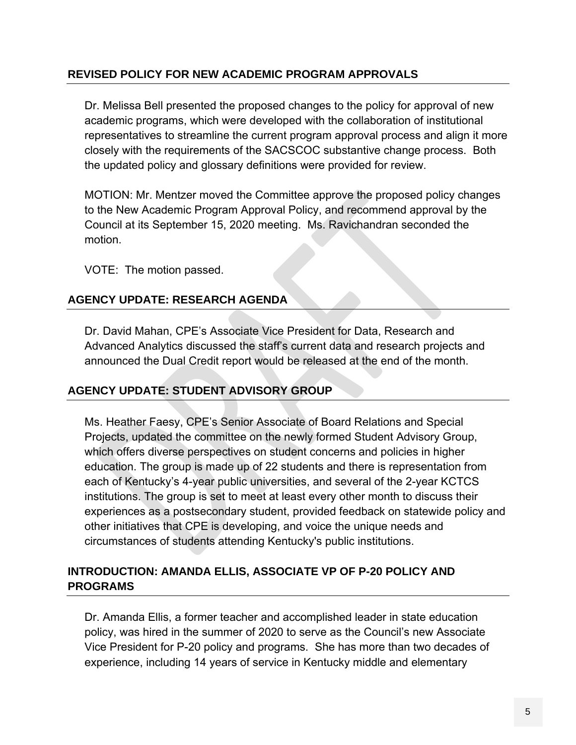## REVISED POLICY FOR NEW ACADEMIC PROGRAM APPROVALS

Dr. Melissa Bell presented the proposed changes to the policy for approval of new academic programs, which were developed with the collaboration of institutional representatives to streamline the current program approval process and align it more closely with the requirements of the SACSCOC substantive change process. Both the updated policy and glossary definitions were provided for review.

MOTION: Mr. Mentzer moved the Committee approve the proposed policy changes to the New Academic Program Approval Policy, and recommend approval by the Council at its September 15, 2020 meeting. Ms. Ravichandran seconded the motion.

VOTE: The motion passed.

## AGENCY UPDATE: RESEARCH AGENDA

Dr. David Mahan, CPE's Associate Vice President for Data, Research and Advanced Analytics discussed the staff's current data and research projects and announced the Dual Credit report would be released at the end of the month.

## AGENCY UPDATE: STUDENT ADVISORY GROUP

Ms. Heather Faesy, CPE's Senior Associate of Board Relations and Special Projects, updated the committee on the newly formed Student Advisory Group, which offers diverse perspectives on student concerns and policies in higher education. The group is made up of 22 students and there is representation from each of Kentucky's 4-year public universities, and several of the 2-year KCTCS institutions. The group is set to meet at least every other month to discuss their experiences as a postsecondary student, provided feedback on statewide policy and other initiatives that CPE is developing, and voice the unique needs and circumstances of students attending Kentucky's public institutions.

## INTRODUCTION: AMANDA ELLIS, ASSOCIATE VP OF P-20 POLICY AND PROGRAMS

Dr. Amanda Ellis, a former teacher and accomplished leader in state education policy, was hired in the summer of 2020 to serve as the Council's new Associate Vice President for P-20 policy and programs. She has more than two decades of experience, including 14 years of service in Kentucky middle and elementary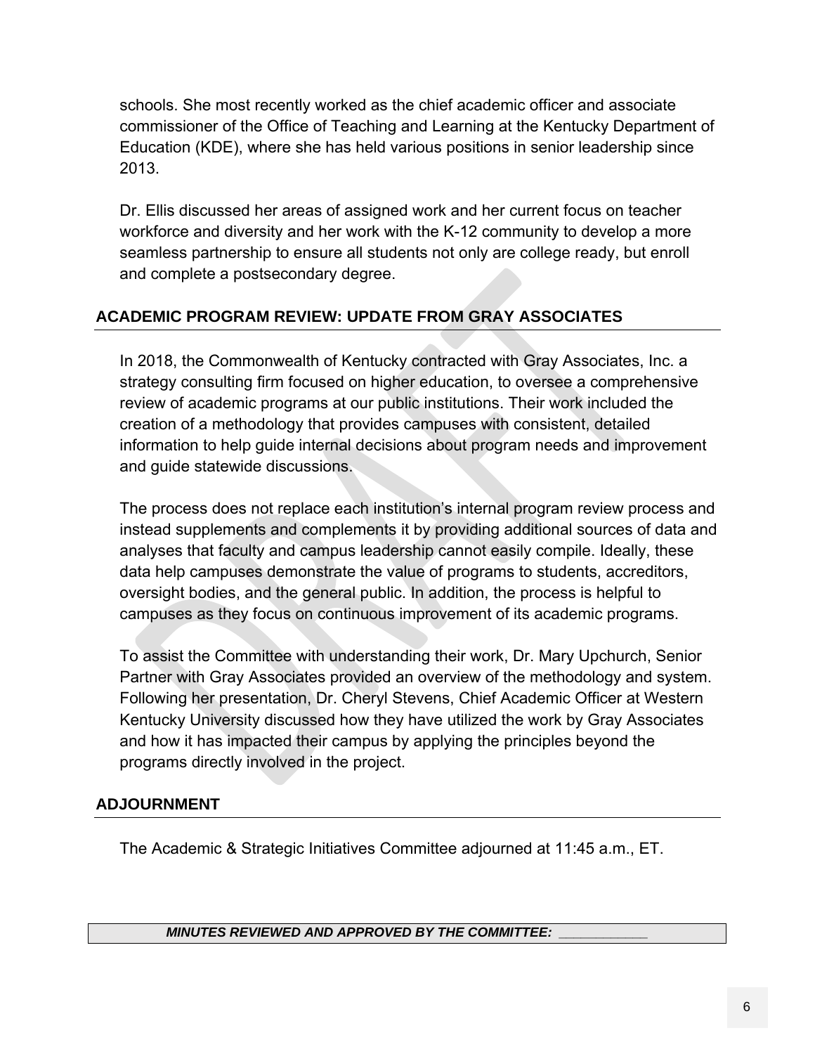schools. She most recently worked as the chief academic officer and associate commissioner of the Office of Teaching and Learning at the Kentucky Department of Education (KDE), where she has held various positions in senior leadership since 2013.

Dr. Ellis discussed her areas of assigned work and her current focus on teacher workforce and diversity and her work with the K-12 community to develop a more seamless partnership to ensure all students not only are college ready, but enroll and complete a postsecondary degree.

## ACADEMIC PROGRAM REVIEW: UPDATE FROM GRAY ASSOCIATES

In 2018, the Commonwealth of Kentucky contracted with Gray Associates, Inc. a strategy consulting firm focused on higher education, to oversee a comprehensive review of academic programs at our public institutions. Their work included the creation of a methodology that provides campuses with consistent, detailed information to help guide internal decisions about program needs and improvement and guide statewide discussions.

The process does not replace each institution's internal program review process and instead supplements and complements it by providing additional sources of data and analyses that faculty and campus leadership cannot easily compile. Ideally, these data help campuses demonstrate the value of programs to students, accreditors, oversight bodies, and the general public. In addition, the process is helpful to campuses as they focus on continuous improvement of its academic programs.

To assist the Committee with understanding their work, Dr. Mary Upchurch, Senior Partner with Gray Associates provided an overview of the methodology and system. Following her presentation, Dr. Cheryl Stevens, Chief Academic Officer at Western Kentucky University discussed how they have utilized the work by Gray Associates and how it has impacted their campus by applying the principles beyond the programs directly involved in the project.

## ADJOURNMENT

The Academic & Strategic Initiatives Committee adjourned at 11:45 a.m., ET.

***MINUTES REVIEWED AND APPROVED BY THE COMMITTEE: ___________***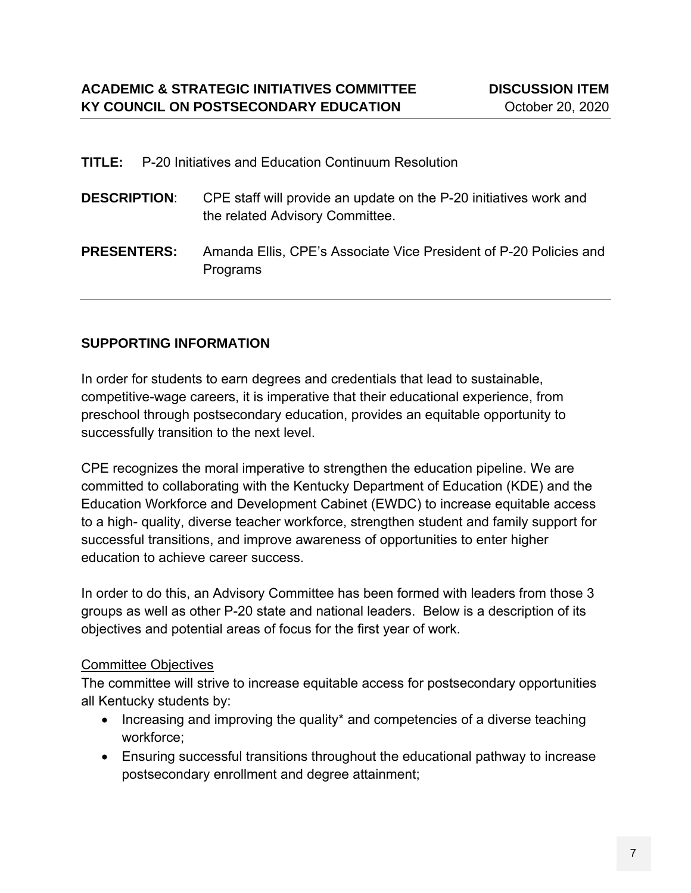**ACADEMIC & STRATEGIC INITIATIVES COMMITTEE** **DISCUSSION ITEM**
**KY COUNCIL ON POSTSECONDARY EDUCATION** October 20, 2020

**TITLE:** P-20 Initiatives and Education Continuum Resolution

**DESCRIPTION**: CPE staff will provide an update on the P-20 initiatives work and the related Advisory Committee.

**PRESENTERS:** Amanda Ellis, CPE's Associate Vice President of P-20 Policies and Programs

---

**SUPPORTING INFORMATION**

In order for students to earn degrees and credentials that lead to sustainable, competitive-wage careers, it is imperative that their educational experience, from preschool through postsecondary education, provides an equitable opportunity to successfully transition to the next level.

CPE recognizes the moral imperative to strengthen the education pipeline. We are committed to collaborating with the Kentucky Department of Education (KDE) and the Education Workforce and Development Cabinet (EWDC) to increase equitable access to a high- quality, diverse teacher workforce, strengthen student and family support for successful transitions, and improve awareness of opportunities to enter higher education to achieve career success.

In order to do this, an Advisory Committee has been formed with leaders from those 3 groups as well as other P-20 state and national leaders. Below is a description of its objectives and potential areas of focus for the first year of work.

Committee Objectives

The committee will strive to increase equitable access for postsecondary opportunities all Kentucky students by:

- Increasing and improving the quality* and competencies of a diverse teaching workforce;
- Ensuring successful transitions throughout the educational pathway to increase postsecondary enrollment and degree attainment;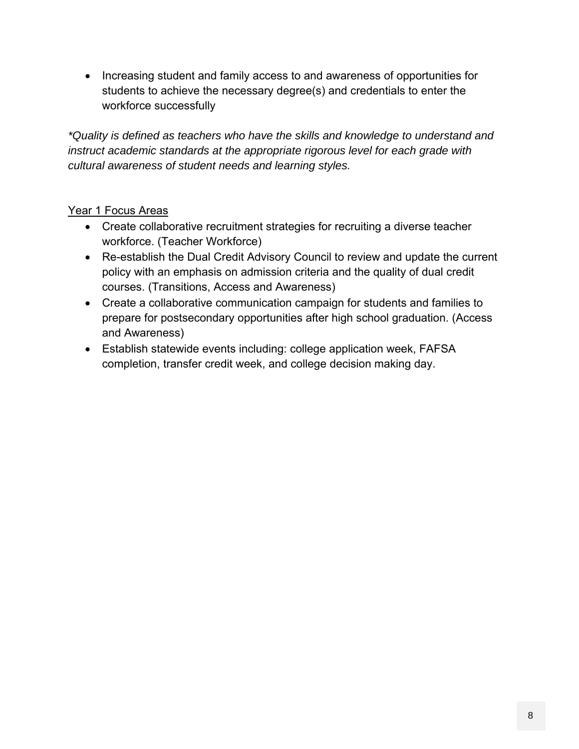- Increasing student and family access to and awareness of opportunities for students to achieve the necessary degree(s) and credentials to enter the workforce successfully

*\*Quality is defined as teachers who have the skills and knowledge to understand and instruct academic standards at the appropriate rigorous level for each grade with cultural awareness of student needs and learning styles.*

<u>Year 1 Focus Areas</u>

- Create collaborative recruitment strategies for recruiting a diverse teacher workforce. (Teacher Workforce)
- Re-establish the Dual Credit Advisory Council to review and update the current policy with an emphasis on admission criteria and the quality of dual credit courses. (Transitions, Access and Awareness)
- Create a collaborative communication campaign for students and families to prepare for postsecondary opportunities after high school graduation. (Access and Awareness)
- Establish statewide events including: college application week, FAFSA completion, transfer credit week, and college decision making day.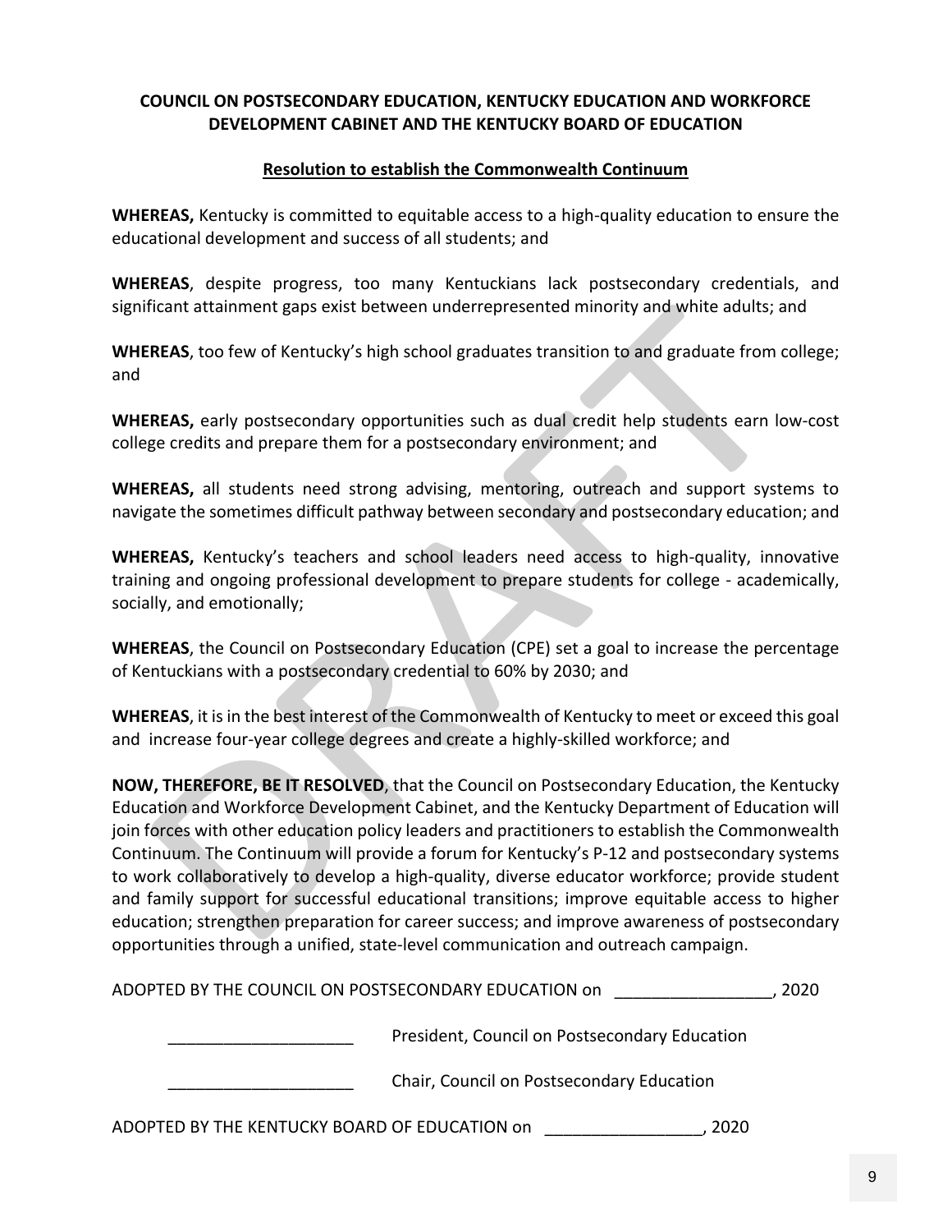**COUNCIL ON POSTSECONDARY EDUCATION, KENTUCKY EDUCATION AND WORKFORCE DEVELOPMENT CABINET AND THE KENTUCKY BOARD OF EDUCATION**

**Resolution to establish the Commonwealth Continuum**

**WHEREAS,** Kentucky is committed to equitable access to a high-quality education to ensure the educational development and success of all students; and

**WHEREAS**, despite progress, too many Kentuckians lack postsecondary credentials, and significant attainment gaps exist between underrepresented minority and white adults; and

**WHEREAS**, too few of Kentucky's high school graduates transition to and graduate from college; and

**WHEREAS,** early postsecondary opportunities such as dual credit help students earn low-cost college credits and prepare them for a postsecondary environment; and

**WHEREAS,** all students need strong advising, mentoring, outreach and support systems to navigate the sometimes difficult pathway between secondary and postsecondary education; and

**WHEREAS,** Kentucky's teachers and school leaders need access to high-quality, innovative training and ongoing professional development to prepare students for college - academically, socially, and emotionally;

**WHEREAS**, the Council on Postsecondary Education (CPE) set a goal to increase the percentage of Kentuckians with a postsecondary credential to 60% by 2030; and

**WHEREAS**, it is in the best interest of the Commonwealth of Kentucky to meet or exceed this goal and increase four-year college degrees and create a highly-skilled workforce; and

**NOW, THEREFORE, BE IT RESOLVED**, that the Council on Postsecondary Education, the Kentucky Education and Workforce Development Cabinet, and the Kentucky Department of Education will join forces with other education policy leaders and practitioners to establish the Commonwealth Continuum. The Continuum will provide a forum for Kentucky's P-12 and postsecondary systems to work collaboratively to develop a high-quality, diverse educator workforce; provide student and family support for successful educational transitions; improve equitable access to higher education; strengthen preparation for career success; and improve awareness of postsecondary opportunities through a unified, state-level communication and outreach campaign.

ADOPTED BY THE COUNCIL ON POSTSECONDARY EDUCATION on _________________, 2020

____________________ President, Council on Postsecondary Education

____________________ Chair, Council on Postsecondary Education

ADOPTED BY THE KENTUCKY BOARD OF EDUCATION on _________________, 2020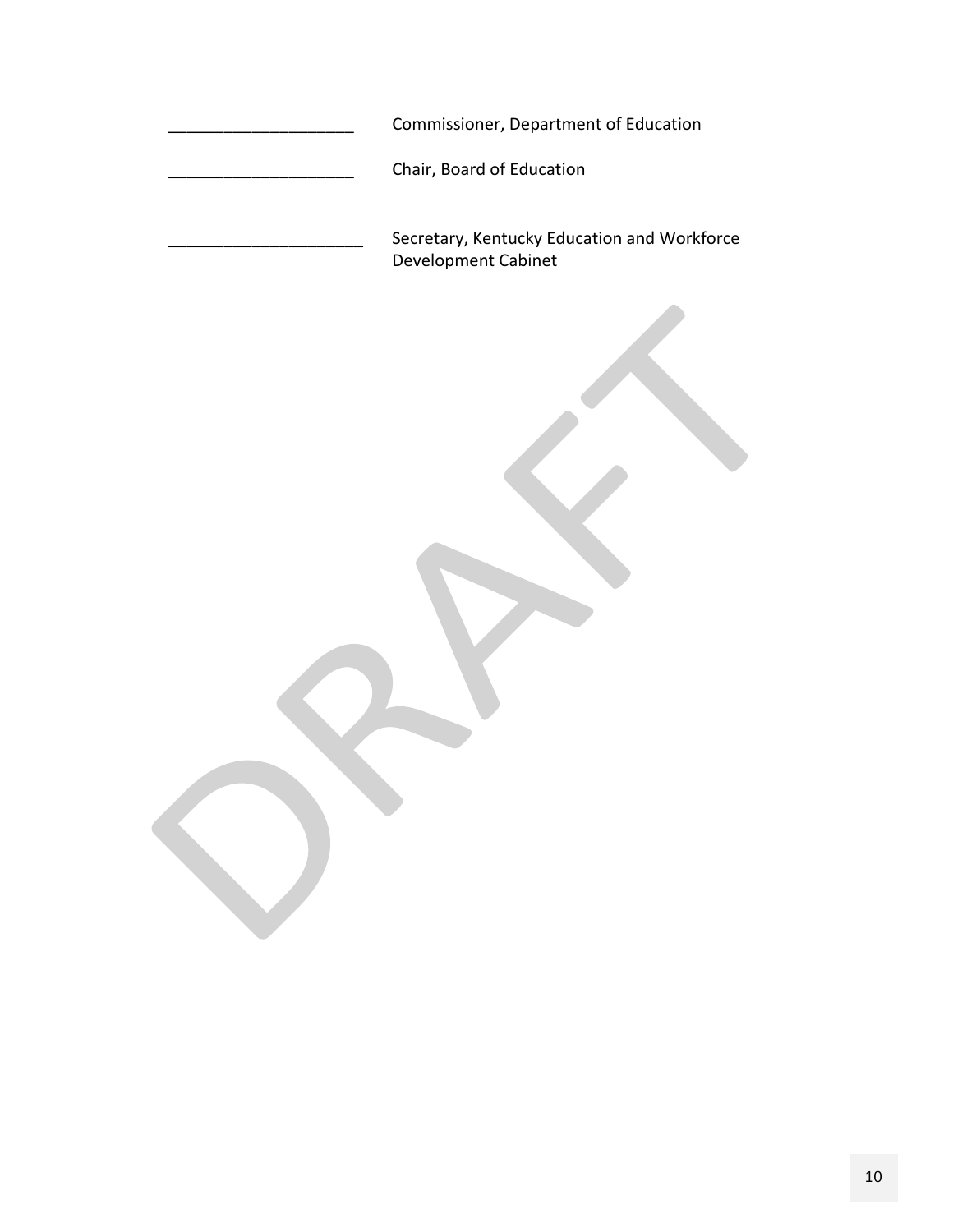____________________ Commissioner, Department of Education

____________________ Chair, Board of Education

_____________________ Secretary, Kentucky Education and Workforce Development Cabinet

DRAFT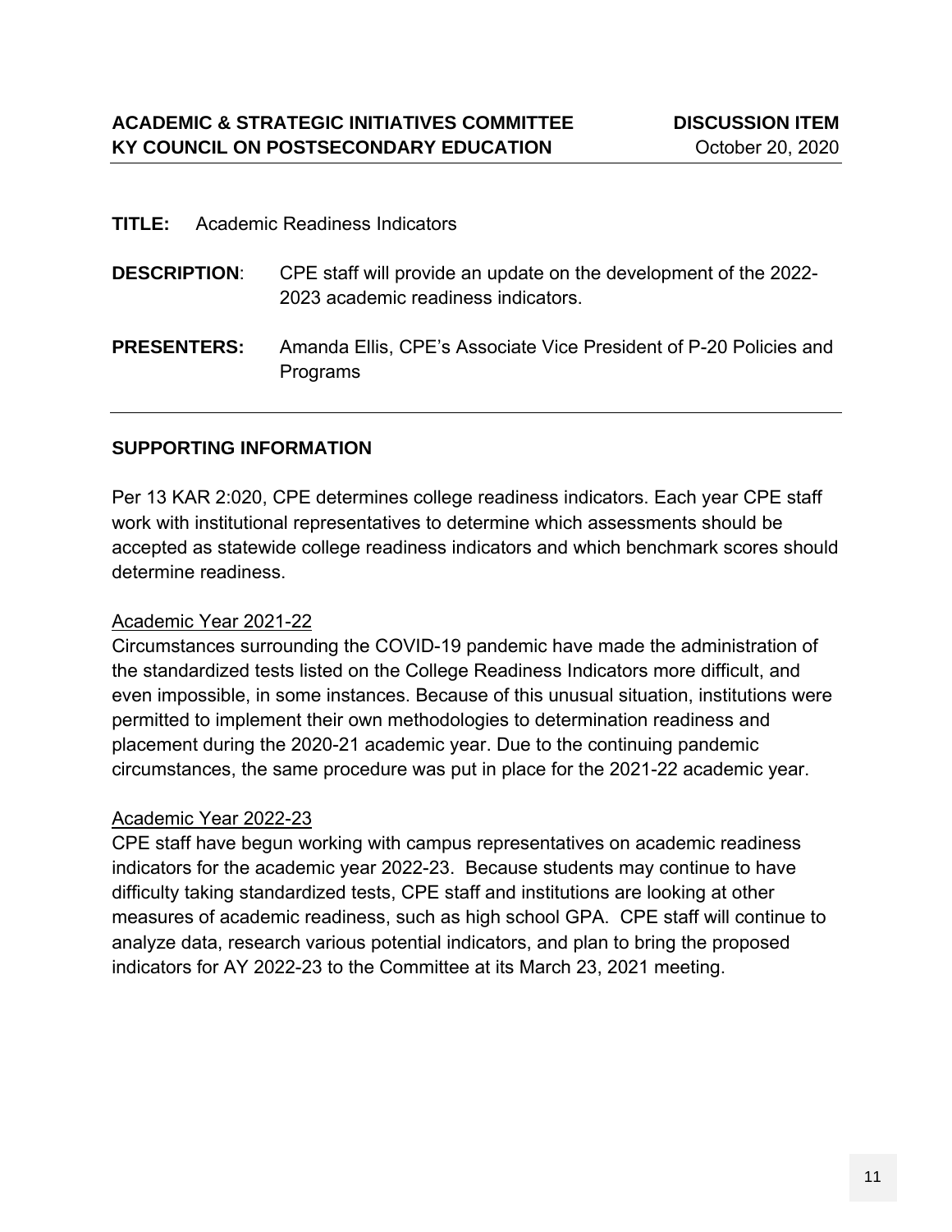**ACADEMIC & STRATEGIC INITIATIVES COMMITTEE**
**KY COUNCIL ON POSTSECONDARY EDUCATION**

**DISCUSSION ITEM**
October 20, 2020

---

**TITLE:** Academic Readiness Indicators

**DESCRIPTION**: CPE staff will provide an update on the development of the 2022-2023 academic readiness indicators.

**PRESENTERS:** Amanda Ellis, CPE's Associate Vice President of P-20 Policies and Programs

---

**SUPPORTING INFORMATION**

Per 13 KAR 2:020, CPE determines college readiness indicators. Each year CPE staff work with institutional representatives to determine which assessments should be accepted as statewide college readiness indicators and which benchmark scores should determine readiness.

<u>Academic Year 2021-22</u>

Circumstances surrounding the COVID-19 pandemic have made the administration of the standardized tests listed on the College Readiness Indicators more difficult, and even impossible, in some instances. Because of this unusual situation, institutions were permitted to implement their own methodologies to determination readiness and placement during the 2020-21 academic year. Due to the continuing pandemic circumstances, the same procedure was put in place for the 2021-22 academic year.

<u>Academic Year 2022-23</u>

CPE staff have begun working with campus representatives on academic readiness indicators for the academic year 2022-23. Because students may continue to have difficulty taking standardized tests, CPE staff and institutions are looking at other measures of academic readiness, such as high school GPA. CPE staff will continue to analyze data, research various potential indicators, and plan to bring the proposed indicators for AY 2022-23 to the Committee at its March 23, 2021 meeting.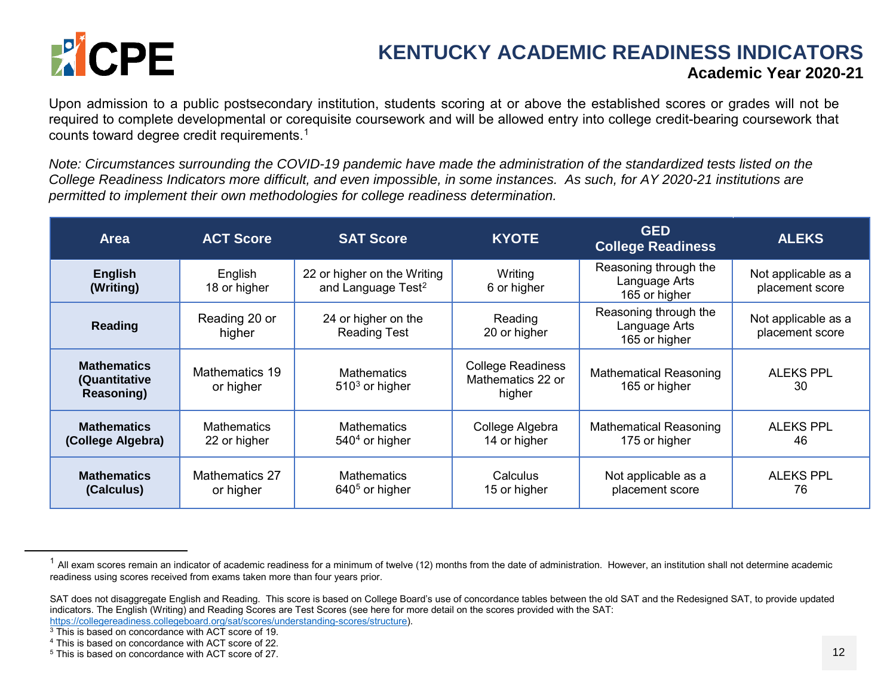# KENTUCKY ACADEMIC READINESS INDICATORS

### Academic Year 2020-21

Upon admission to a public postsecondary institution, students scoring at or above the established scores or grades will not be required to complete developmental or corequisite coursework and will be allowed entry into college credit-bearing coursework that counts toward degree credit requirements.[1]

*Note: Circumstances surrounding the COVID-19 pandemic have made the administration of the standardized tests listed on the College Readiness Indicators more difficult, and even impossible, in some instances. As such, for AY 2020-21 institutions are permitted to implement their own methodologies for college readiness determination.*

| Area | ACT Score | SAT Score | KYOTE | GED College Readiness | ALEKS |
|---|---|---|---|---|---|
| **English (Writing)** | English 18 or higher | 22 or higher on the Writing and Language Test[2] | Writing 6 or higher | Reasoning through the Language Arts 165 or higher | Not applicable as a placement score |
| **Reading** | Reading 20 or higher | 24 or higher on the Reading Test | Reading 20 or higher | Reasoning through the Language Arts 165 or higher | Not applicable as a placement score |
| **Mathematics (Quantitative Reasoning)** | Mathematics 19 or higher | Mathematics 510[3] or higher | College Readiness Mathematics 22 or higher | Mathematical Reasoning 165 or higher | ALEKS PPL 30 |
| **Mathematics (College Algebra)** | Mathematics 22 or higher | Mathematics 540[4] or higher | College Algebra 14 or higher | Mathematical Reasoning 175 or higher | ALEKS PPL 46 |
| **Mathematics (Calculus)** | Mathematics 27 or higher | Mathematics 640[5] or higher | Calculus 15 or higher | Not applicable as a placement score | ALEKS PPL 76 |

---

[1] All exam scores remain an indicator of academic readiness for a minimum of twelve (12) months from the date of administration. However, an institution shall not determine academic readiness using scores received from exams taken more than four years prior.

SAT does not disaggregate English and Reading. This score is based on College Board's use of concordance tables between the old SAT and the Redesigned SAT, to provide updated indicators. The English (Writing) and Reading Scores are Test Scores (see here for more detail on the scores provided with the SAT: https://collegereadiness.collegeboard.org/sat/scores/understanding-scores/structure).

[3] This is based on concordance with ACT score of 19.

[4] This is based on concordance with ACT score of 22.

[5] This is based on concordance with ACT score of 27.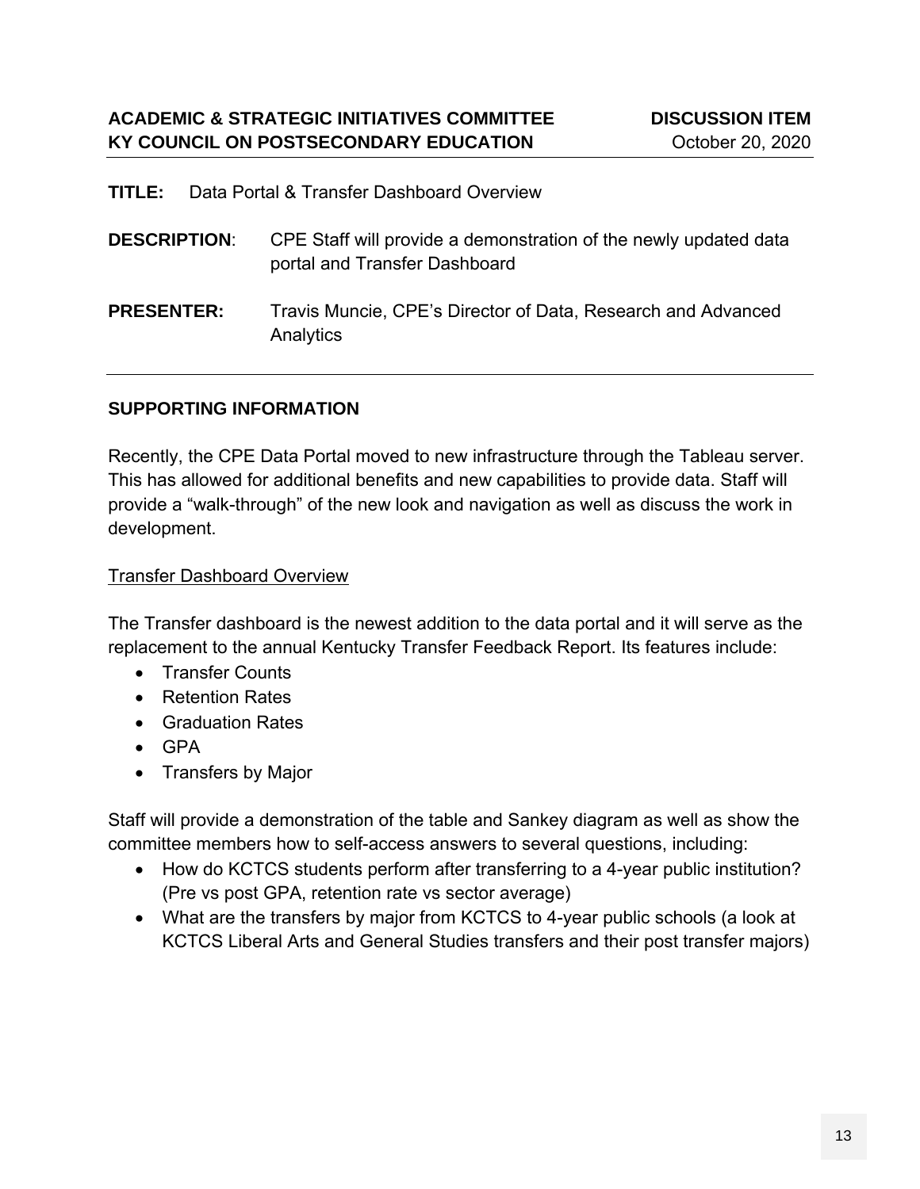**ACADEMIC & STRATEGIC INITIATIVES COMMITTEE** **DISCUSSION ITEM**
**KY COUNCIL ON POSTSECONDARY EDUCATION** October 20, 2020

---

**TITLE:** Data Portal & Transfer Dashboard Overview

**DESCRIPTION**: CPE Staff will provide a demonstration of the newly updated data portal and Transfer Dashboard

**PRESENTER:** Travis Muncie, CPE's Director of Data, Research and Advanced Analytics

---

## SUPPORTING INFORMATION

Recently, the CPE Data Portal moved to new infrastructure through the Tableau server. This has allowed for additional benefits and new capabilities to provide data. Staff will provide a "walk-through" of the new look and navigation as well as discuss the work in development.

<u>Transfer Dashboard Overview</u>

The Transfer dashboard is the newest addition to the data portal and it will serve as the replacement to the annual Kentucky Transfer Feedback Report. Its features include:

- Transfer Counts
- Retention Rates
- Graduation Rates
- GPA
- Transfers by Major

Staff will provide a demonstration of the table and Sankey diagram as well as show the committee members how to self-access answers to several questions, including:

- How do KCTCS students perform after transferring to a 4-year public institution? (Pre vs post GPA, retention rate vs sector average)
- What are the transfers by major from KCTCS to 4-year public schools (a look at KCTCS Liberal Arts and General Studies transfers and their post transfer majors)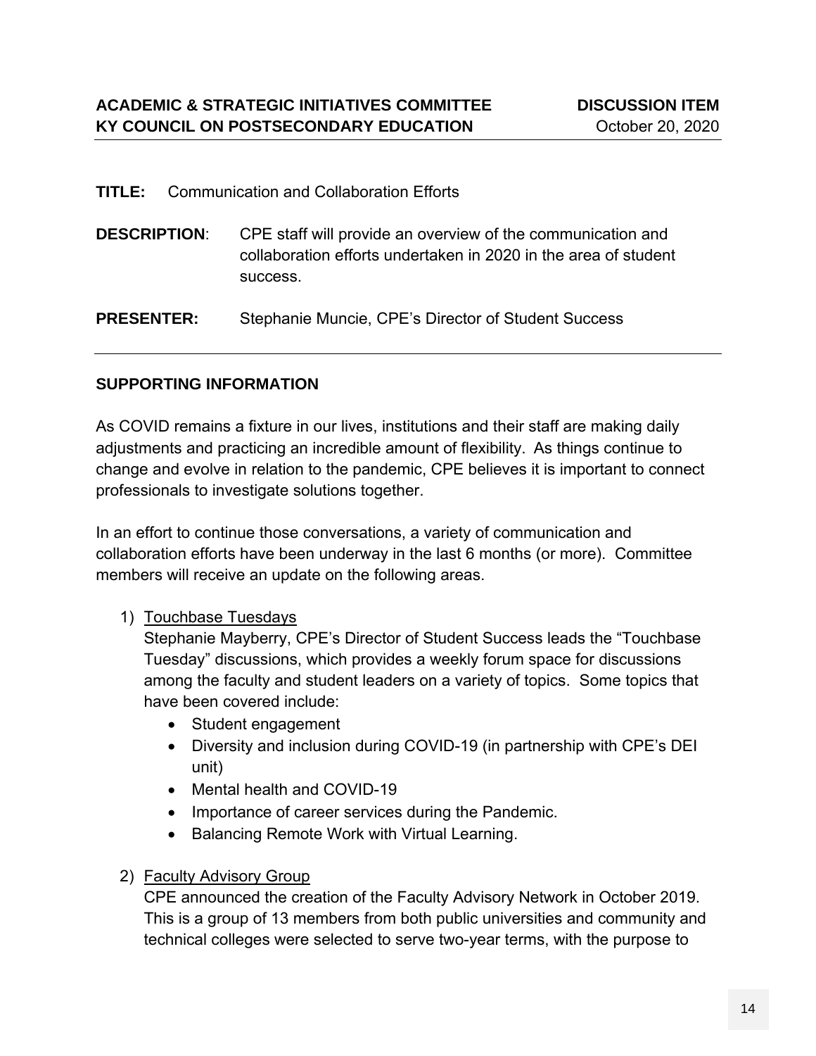**ACADEMIC & STRATEGIC INITIATIVES COMMITTEE** **DISCUSSION ITEM**
**KY COUNCIL ON POSTSECONDARY EDUCATION** October 20, 2020

---

**TITLE:** Communication and Collaboration Efforts

**DESCRIPTION**: CPE staff will provide an overview of the communication and collaboration efforts undertaken in 2020 in the area of student success.

**PRESENTER:** Stephanie Muncie, CPE's Director of Student Success

---

**SUPPORTING INFORMATION**

As COVID remains a fixture in our lives, institutions and their staff are making daily adjustments and practicing an incredible amount of flexibility. As things continue to change and evolve in relation to the pandemic, CPE believes it is important to connect professionals to investigate solutions together.

In an effort to continue those conversations, a variety of communication and collaboration efforts have been underway in the last 6 months (or more). Committee members will receive an update on the following areas.

1) Touchbase Tuesdays
   Stephanie Mayberry, CPE's Director of Student Success leads the "Touchbase Tuesday" discussions, which provides a weekly forum space for discussions among the faculty and student leaders on a variety of topics. Some topics that have been covered include:
   - Student engagement
   - Diversity and inclusion during COVID-19 (in partnership with CPE's DEI unit)
   - Mental health and COVID-19
   - Importance of career services during the Pandemic.
   - Balancing Remote Work with Virtual Learning.

2) Faculty Advisory Group
   CPE announced the creation of the Faculty Advisory Network in October 2019. This is a group of 13 members from both public universities and community and technical colleges were selected to serve two-year terms, with the purpose to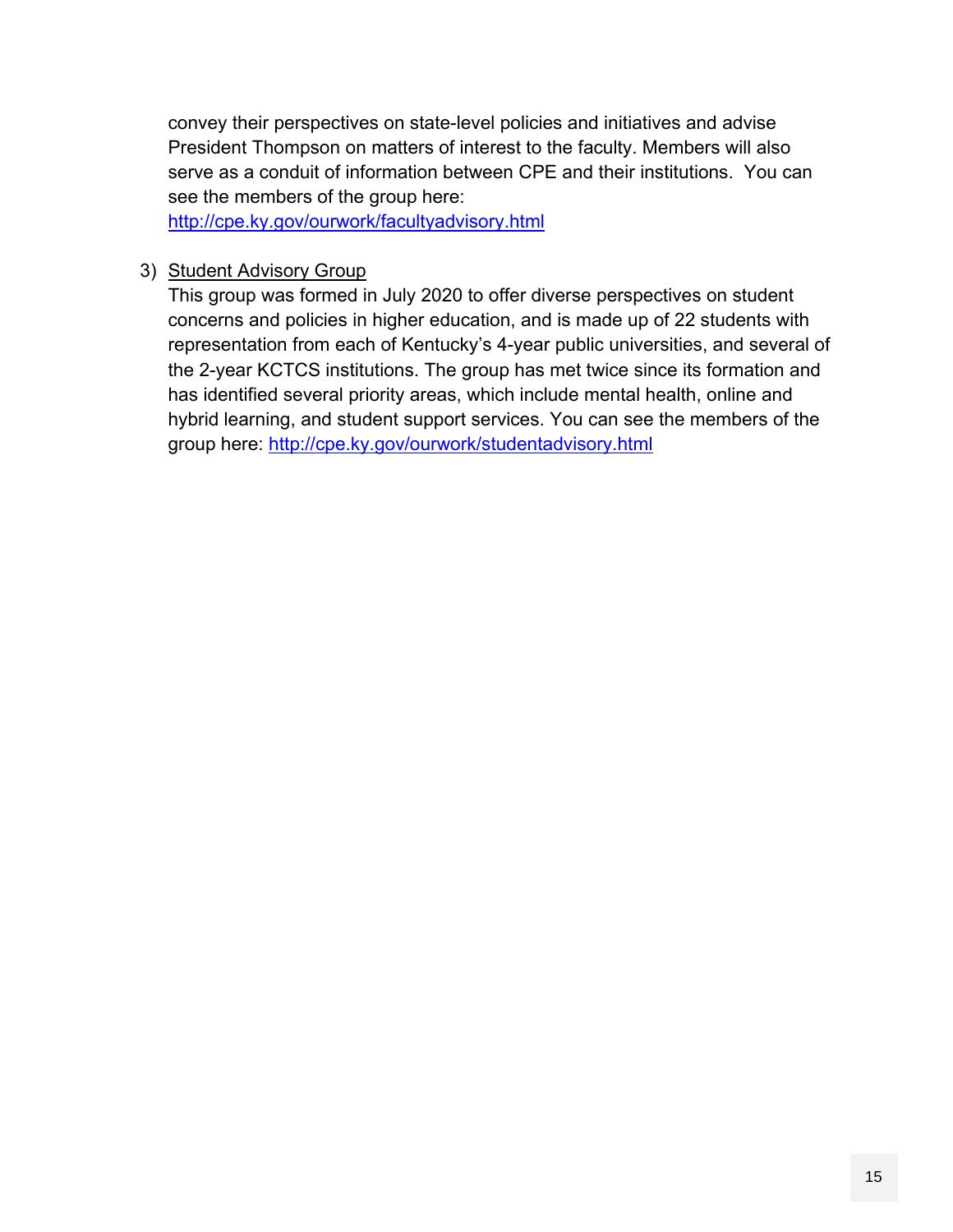convey their perspectives on state-level policies and initiatives and advise President Thompson on matters of interest to the faculty. Members will also serve as a conduit of information between CPE and their institutions. You can see the members of the group here: http://cpe.ky.gov/ourwork/facultyadvisory.html

3) Student Advisory Group
This group was formed in July 2020 to offer diverse perspectives on student concerns and policies in higher education, and is made up of 22 students with representation from each of Kentucky's 4-year public universities, and several of the 2-year KCTCS institutions. The group has met twice since its formation and has identified several priority areas, which include mental health, online and hybrid learning, and student support services. You can see the members of the group here: http://cpe.ky.gov/ourwork/studentadvisory.html